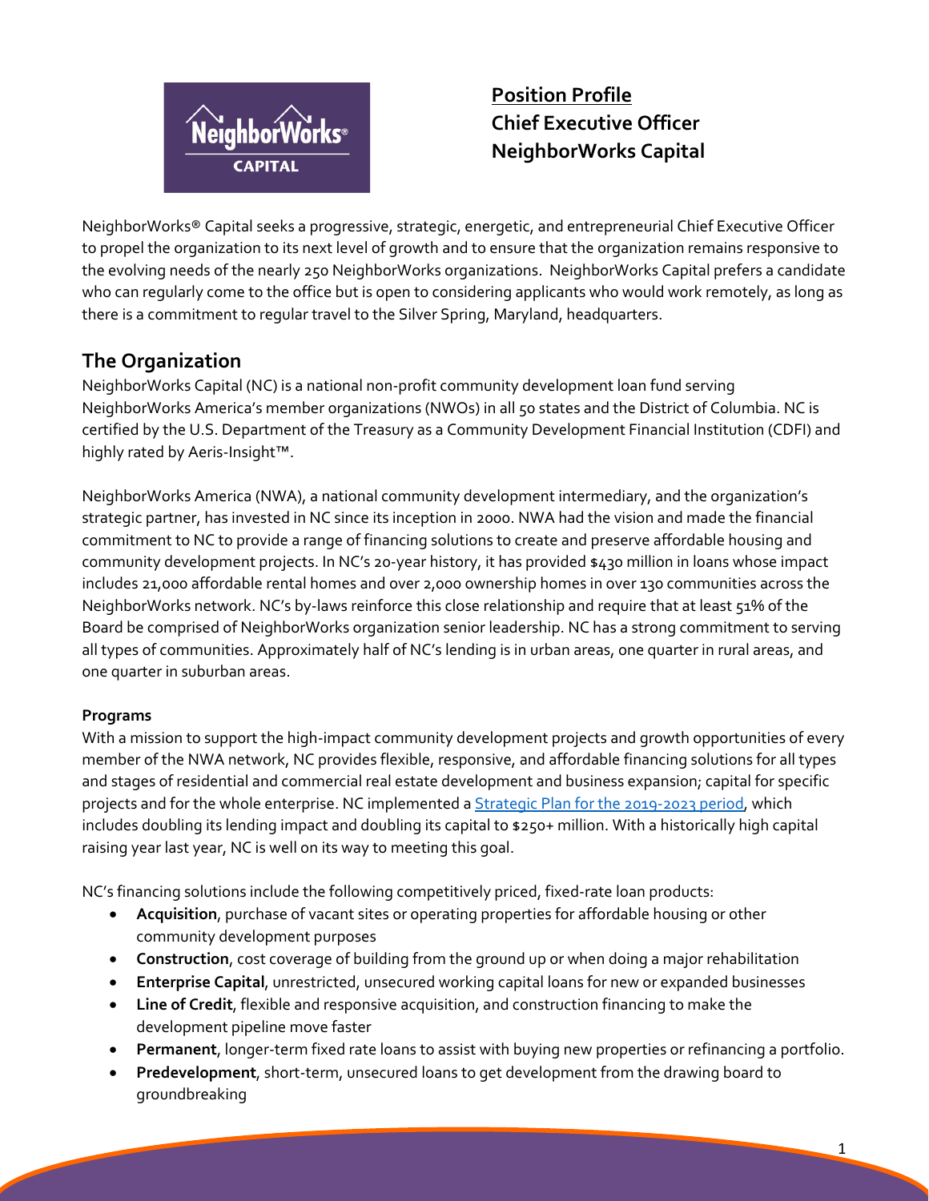# Position Profile
**Chief Executive Officer**
**NeighborWorks Capital**

NeighborWorks® Capital seeks a progressive, strategic, energetic, and entrepreneurial Chief Executive Officer to propel the organization to its next level of growth and to ensure that the organization remains responsive to the evolving needs of the nearly 250 NeighborWorks organizations. NeighborWorks Capital prefers a candidate who can regularly come to the office but is open to considering applicants who would work remotely, as long as there is a commitment to regular travel to the Silver Spring, Maryland, headquarters.

## The Organization

NeighborWorks Capital (NC) is a national non-profit community development loan fund serving NeighborWorks America's member organizations (NWOs) in all 50 states and the District of Columbia. NC is certified by the U.S. Department of the Treasury as a Community Development Financial Institution (CDFI) and highly rated by Aeris-Insight™.

NeighborWorks America (NWA), a national community development intermediary, and the organization's strategic partner, has invested in NC since its inception in 2000. NWA had the vision and made the financial commitment to NC to provide a range of financing solutions to create and preserve affordable housing and community development projects. In NC's 20-year history, it has provided $430 million in loans whose impact includes 21,000 affordable rental homes and over 2,000 ownership homes in over 130 communities across the NeighborWorks network. NC's by-laws reinforce this close relationship and require that at least 51% of the Board be comprised of NeighborWorks organization senior leadership. NC has a strong commitment to serving all types of communities. Approximately half of NC's lending is in urban areas, one quarter in rural areas, and one quarter in suburban areas.

**Programs**

With a mission to support the high-impact community development projects and growth opportunities of every member of the NWA network, NC provides flexible, responsive, and affordable financing solutions for all types and stages of residential and commercial real estate development and business expansion; capital for specific projects and for the whole enterprise. NC implemented a Strategic Plan for the 2019-2023 period, which includes doubling its lending impact and doubling its capital to $250+ million. With a historically high capital raising year last year, NC is well on its way to meeting this goal.

NC's financing solutions include the following competitively priced, fixed-rate loan products:

- **Acquisition**, purchase of vacant sites or operating properties for affordable housing or other community development purposes
- **Construction**, cost coverage of building from the ground up or when doing a major rehabilitation
- **Enterprise Capital**, unrestricted, unsecured working capital loans for new or expanded businesses
- **Line of Credit**, flexible and responsive acquisition, and construction financing to make the development pipeline move faster
- **Permanent**, longer-term fixed rate loans to assist with buying new properties or refinancing a portfolio.
- **Predevelopment**, short-term, unsecured loans to get development from the drawing board to groundbreaking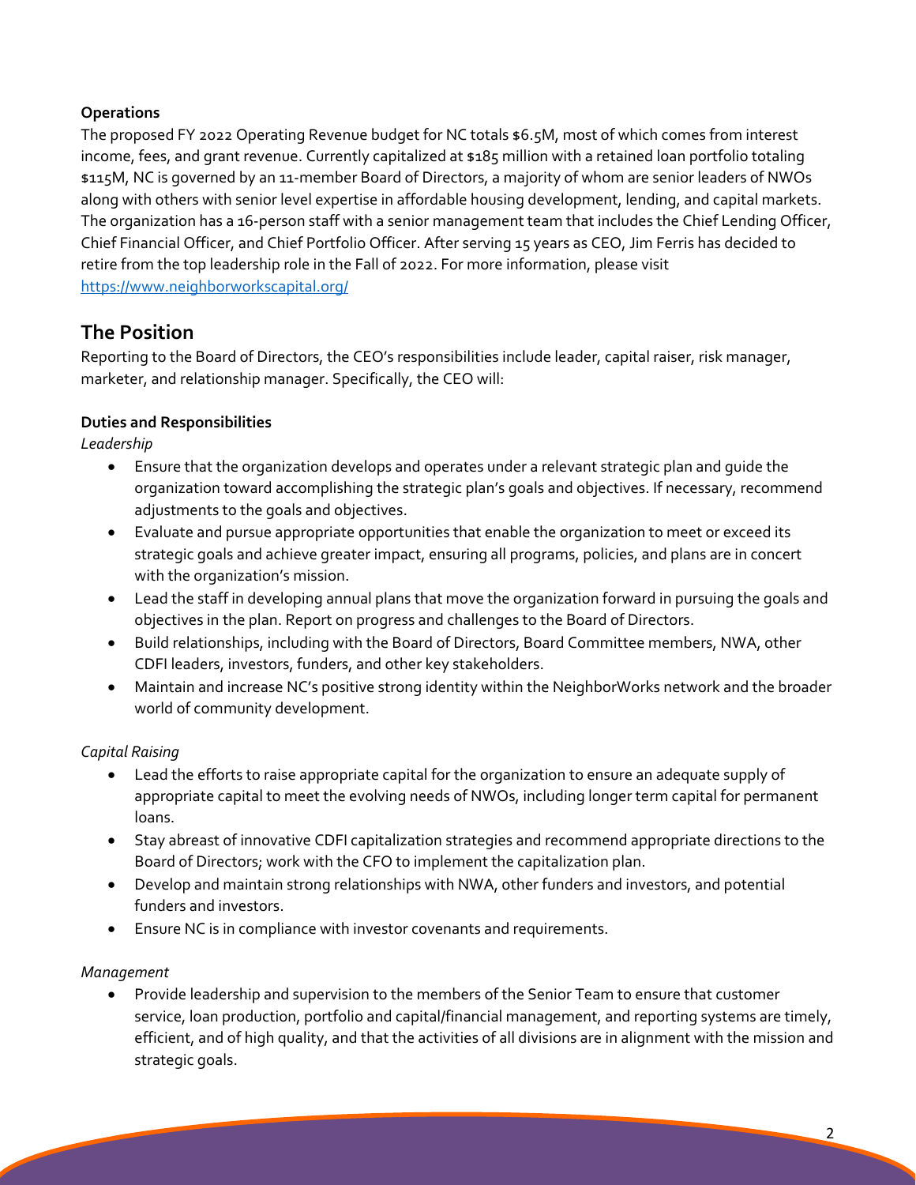**Operations**

The proposed FY 2022 Operating Revenue budget for NC totals $6.5M, most of which comes from interest income, fees, and grant revenue. Currently capitalized at $185 million with a retained loan portfolio totaling $115M, NC is governed by an 11-member Board of Directors, a majority of whom are senior leaders of NWOs along with others with senior level expertise in affordable housing development, lending, and capital markets. The organization has a 16-person staff with a senior management team that includes the Chief Lending Officer, Chief Financial Officer, and Chief Portfolio Officer. After serving 15 years as CEO, Jim Ferris has decided to retire from the top leadership role in the Fall of 2022. For more information, please visit https://www.neighborworkscapital.org/

## The Position

Reporting to the Board of Directors, the CEO's responsibilities include leader, capital raiser, risk manager, marketer, and relationship manager. Specifically, the CEO will:

**Duties and Responsibilities**

*Leadership*

- Ensure that the organization develops and operates under a relevant strategic plan and guide the organization toward accomplishing the strategic plan's goals and objectives. If necessary, recommend adjustments to the goals and objectives.
- Evaluate and pursue appropriate opportunities that enable the organization to meet or exceed its strategic goals and achieve greater impact, ensuring all programs, policies, and plans are in concert with the organization's mission.
- Lead the staff in developing annual plans that move the organization forward in pursuing the goals and objectives in the plan. Report on progress and challenges to the Board of Directors.
- Build relationships, including with the Board of Directors, Board Committee members, NWA, other CDFI leaders, investors, funders, and other key stakeholders.
- Maintain and increase NC's positive strong identity within the NeighborWorks network and the broader world of community development.

*Capital Raising*

- Lead the efforts to raise appropriate capital for the organization to ensure an adequate supply of appropriate capital to meet the evolving needs of NWOs, including longer term capital for permanent loans.
- Stay abreast of innovative CDFI capitalization strategies and recommend appropriate directions to the Board of Directors; work with the CFO to implement the capitalization plan.
- Develop and maintain strong relationships with NWA, other funders and investors, and potential funders and investors.
- Ensure NC is in compliance with investor covenants and requirements.

*Management*

- Provide leadership and supervision to the members of the Senior Team to ensure that customer service, loan production, portfolio and capital/financial management, and reporting systems are timely, efficient, and of high quality, and that the activities of all divisions are in alignment with the mission and strategic goals.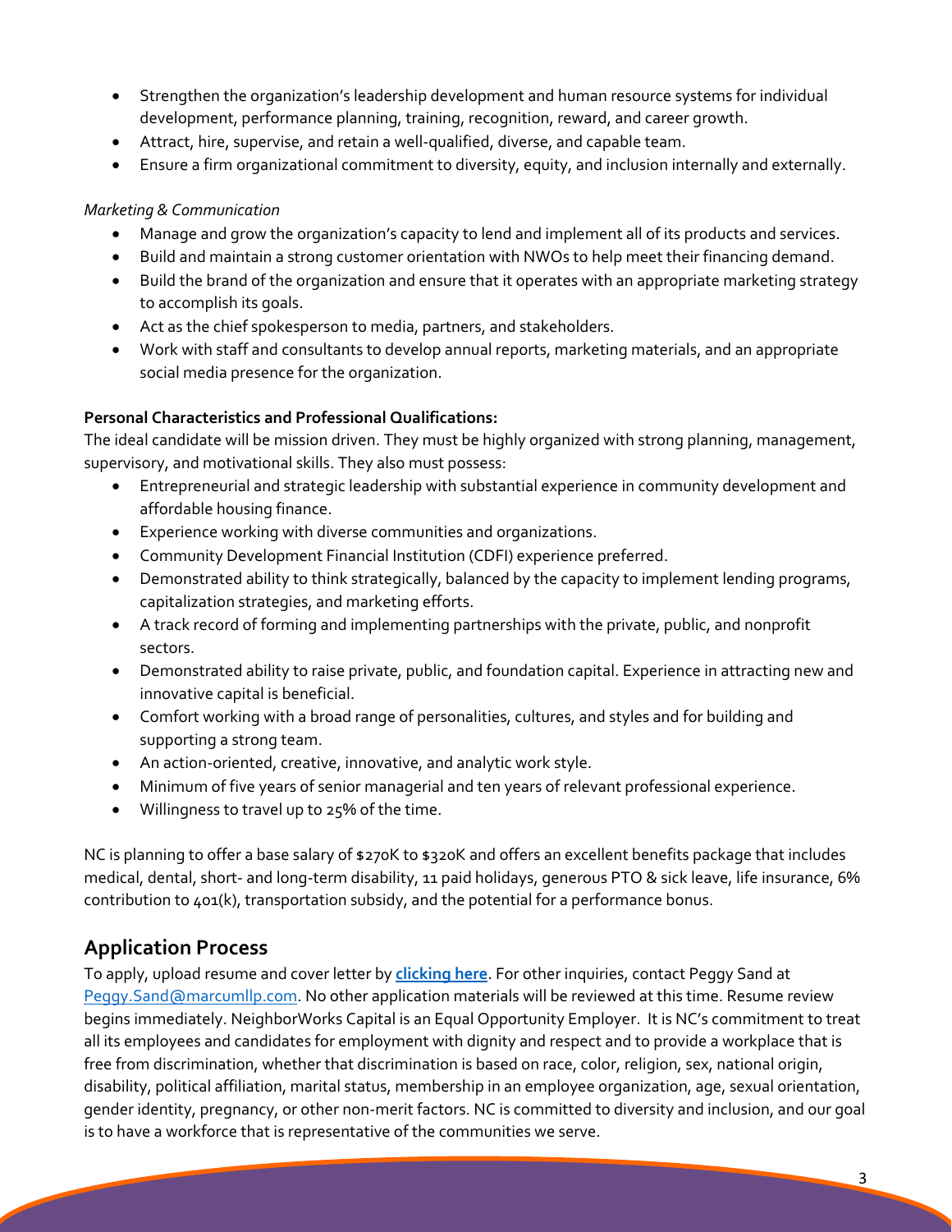- Strengthen the organization's leadership development and human resource systems for individual development, performance planning, training, recognition, reward, and career growth.
- Attract, hire, supervise, and retain a well-qualified, diverse, and capable team.
- Ensure a firm organizational commitment to diversity, equity, and inclusion internally and externally.

*Marketing & Communication*

- Manage and grow the organization's capacity to lend and implement all of its products and services.
- Build and maintain a strong customer orientation with NWOs to help meet their financing demand.
- Build the brand of the organization and ensure that it operates with an appropriate marketing strategy to accomplish its goals.
- Act as the chief spokesperson to media, partners, and stakeholders.
- Work with staff and consultants to develop annual reports, marketing materials, and an appropriate social media presence for the organization.

**Personal Characteristics and Professional Qualifications:**

The ideal candidate will be mission driven. They must be highly organized with strong planning, management, supervisory, and motivational skills. They also must possess:

- Entrepreneurial and strategic leadership with substantial experience in community development and affordable housing finance.
- Experience working with diverse communities and organizations.
- Community Development Financial Institution (CDFI) experience preferred.
- Demonstrated ability to think strategically, balanced by the capacity to implement lending programs, capitalization strategies, and marketing efforts.
- A track record of forming and implementing partnerships with the private, public, and nonprofit sectors.
- Demonstrated ability to raise private, public, and foundation capital. Experience in attracting new and innovative capital is beneficial.
- Comfort working with a broad range of personalities, cultures, and styles and for building and supporting a strong team.
- An action-oriented, creative, innovative, and analytic work style.
- Minimum of five years of senior managerial and ten years of relevant professional experience.
- Willingness to travel up to 25% of the time.

NC is planning to offer a base salary of $270K to $320K and offers an excellent benefits package that includes medical, dental, short- and long-term disability, 11 paid holidays, generous PTO & sick leave, life insurance, 6% contribution to 401(k), transportation subsidy, and the potential for a performance bonus.

## Application Process

To apply, upload resume and cover letter by **clicking here**. For other inquiries, contact Peggy Sand at Peggy.Sand@marcumllp.com. No other application materials will be reviewed at this time. Resume review begins immediately. NeighborWorks Capital is an Equal Opportunity Employer. It is NC's commitment to treat all its employees and candidates for employment with dignity and respect and to provide a workplace that is free from discrimination, whether that discrimination is based on race, color, religion, sex, national origin, disability, political affiliation, marital status, membership in an employee organization, age, sexual orientation, gender identity, pregnancy, or other non-merit factors. NC is committed to diversity and inclusion, and our goal is to have a workforce that is representative of the communities we serve.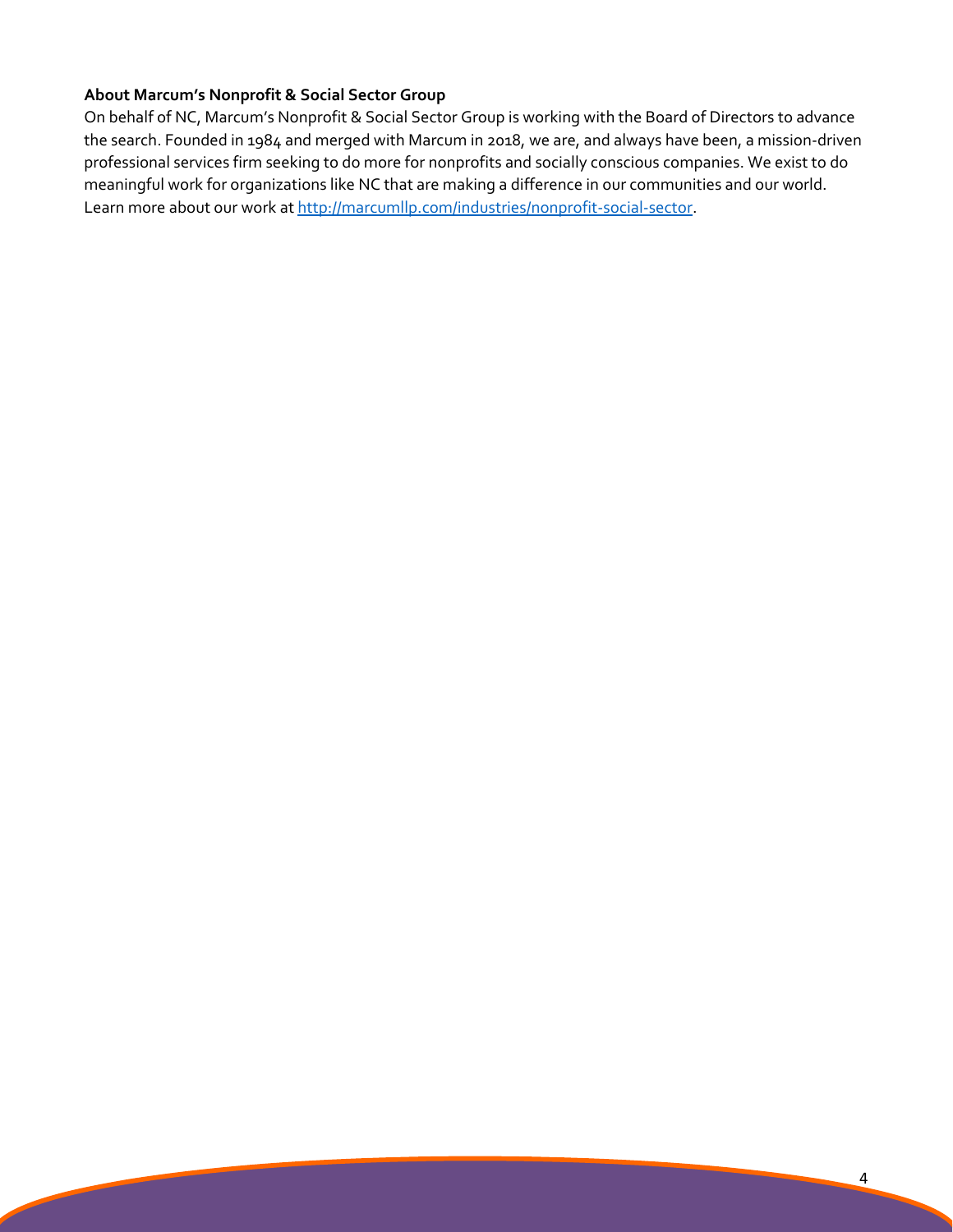**About Marcum's Nonprofit & Social Sector Group**

On behalf of NC, Marcum's Nonprofit & Social Sector Group is working with the Board of Directors to advance the search. Founded in 1984 and merged with Marcum in 2018, we are, and always have been, a mission-driven professional services firm seeking to do more for nonprofits and socially conscious companies. We exist to do meaningful work for organizations like NC that are making a difference in our communities and our world. Learn more about our work at [http://marcumllp.com/industries/nonprofit-social-sector](http://marcumllp.com/industries/nonprofit-social-sector).